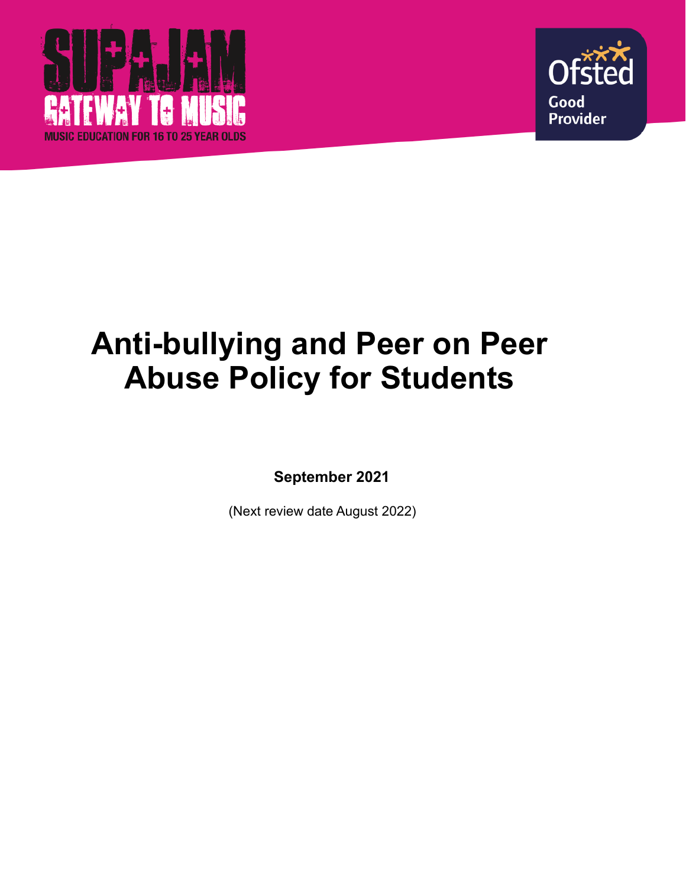SUPAJAM

GATEWAY TO MUSIC

MUSIC EDUCATION FOR 16 TO 25 YEAR OLDS

Ofsted

Good Provider

# Anti-bullying and Peer on Peer Abuse Policy for Students

**September 2021**

(Next review date August 2022)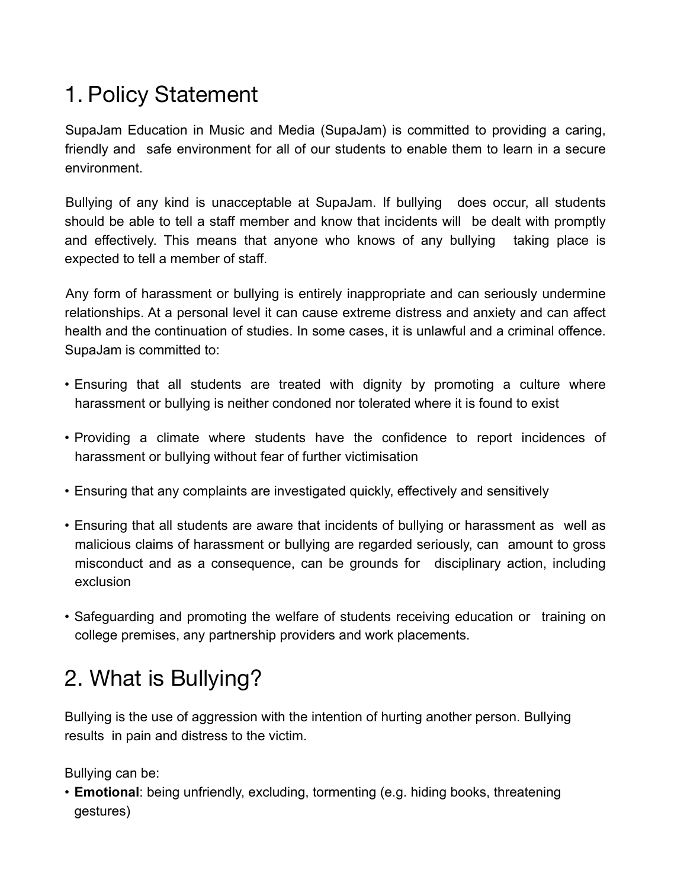# 1. Policy Statement

SupaJam Education in Music and Media (SupaJam) is committed to providing a caring, friendly and safe environment for all of our students to enable them to learn in a secure environment.

Bullying of any kind is unacceptable at SupaJam. If bullying does occur, all students should be able to tell a staff member and know that incidents will be dealt with promptly and effectively. This means that anyone who knows of any bullying taking place is expected to tell a member of staff.

Any form of harassment or bullying is entirely inappropriate and can seriously undermine relationships. At a personal level it can cause extreme distress and anxiety and can affect health and the continuation of studies. In some cases, it is unlawful and a criminal offence. SupaJam is committed to:

- Ensuring that all students are treated with dignity by promoting a culture where harassment or bullying is neither condoned nor tolerated where it is found to exist
- Providing a climate where students have the confidence to report incidences of harassment or bullying without fear of further victimisation
- Ensuring that any complaints are investigated quickly, effectively and sensitively
- Ensuring that all students are aware that incidents of bullying or harassment as well as malicious claims of harassment or bullying are regarded seriously, can amount to gross misconduct and as a consequence, can be grounds for disciplinary action, including exclusion
- Safeguarding and promoting the welfare of students receiving education or training on college premises, any partnership providers and work placements.

# 2. What is Bullying?

Bullying is the use of aggression with the intention of hurting another person. Bullying results in pain and distress to the victim.

Bullying can be:

- **Emotional**: being unfriendly, excluding, tormenting (e.g. hiding books, threatening gestures)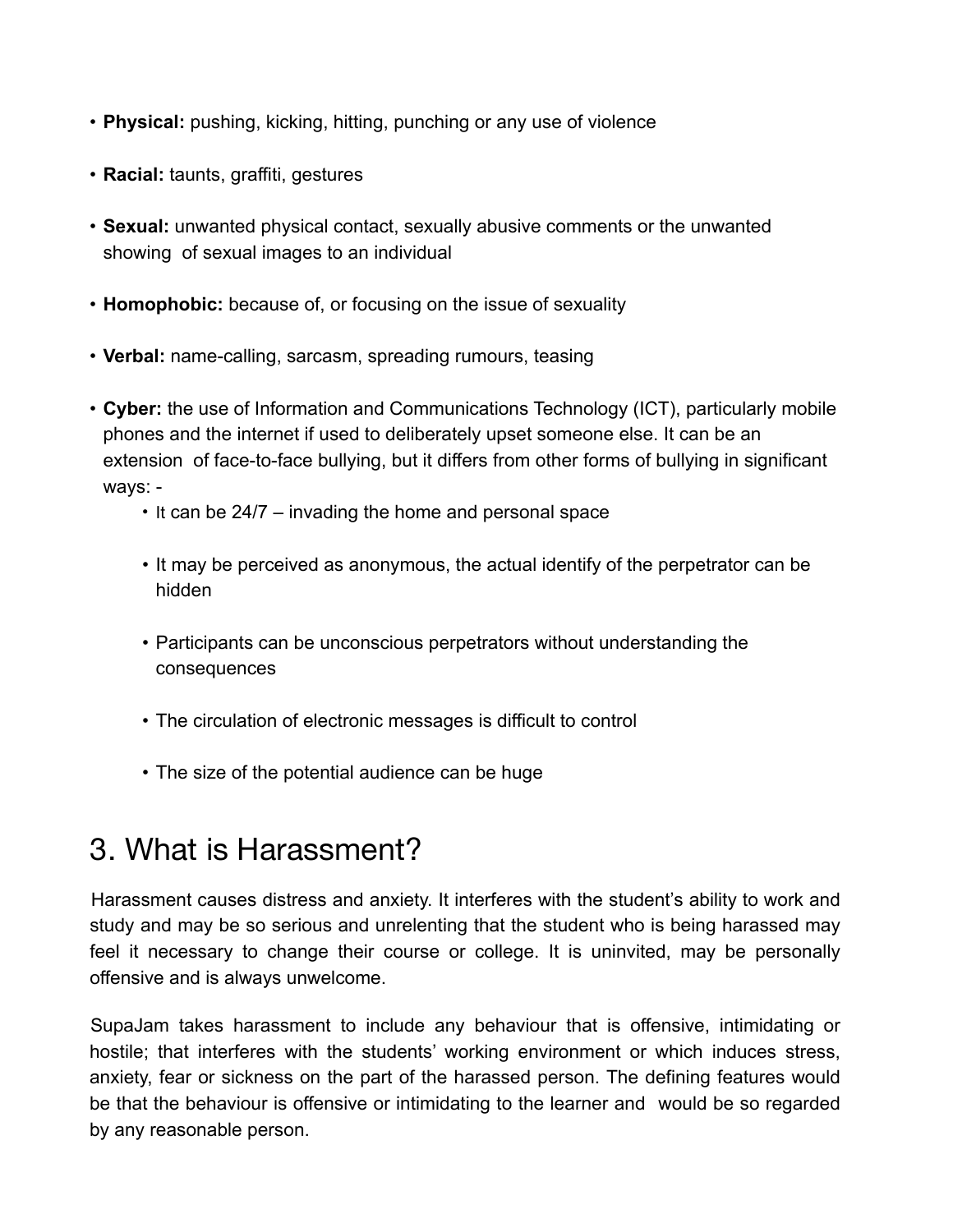- **Physical:** pushing, kicking, hitting, punching or any use of violence
- **Racial:** taunts, graffiti, gestures
- **Sexual:** unwanted physical contact, sexually abusive comments or the unwanted showing of sexual images to an individual
- **Homophobic:** because of, or focusing on the issue of sexuality
- **Verbal:** name-calling, sarcasm, spreading rumours, teasing
- **Cyber:** the use of Information and Communications Technology (ICT), particularly mobile phones and the internet if used to deliberately upset someone else. It can be an extension of face-to-face bullying, but it differs from other forms of bullying in significant ways: -
  - It can be 24/7 – invading the home and personal space
  - It may be perceived as anonymous, the actual identify of the perpetrator can be hidden
  - Participants can be unconscious perpetrators without understanding the consequences
  - The circulation of electronic messages is difficult to control
  - The size of the potential audience can be huge

# 3. What is Harassment?

Harassment causes distress and anxiety. It interferes with the student's ability to work and study and may be so serious and unrelenting that the student who is being harassed may feel it necessary to change their course or college. It is uninvited, may be personally offensive and is always unwelcome.

SupaJam takes harassment to include any behaviour that is offensive, intimidating or hostile; that interferes with the students' working environment or which induces stress, anxiety, fear or sickness on the part of the harassed person. The defining features would be that the behaviour is offensive or intimidating to the learner and would be so regarded by any reasonable person.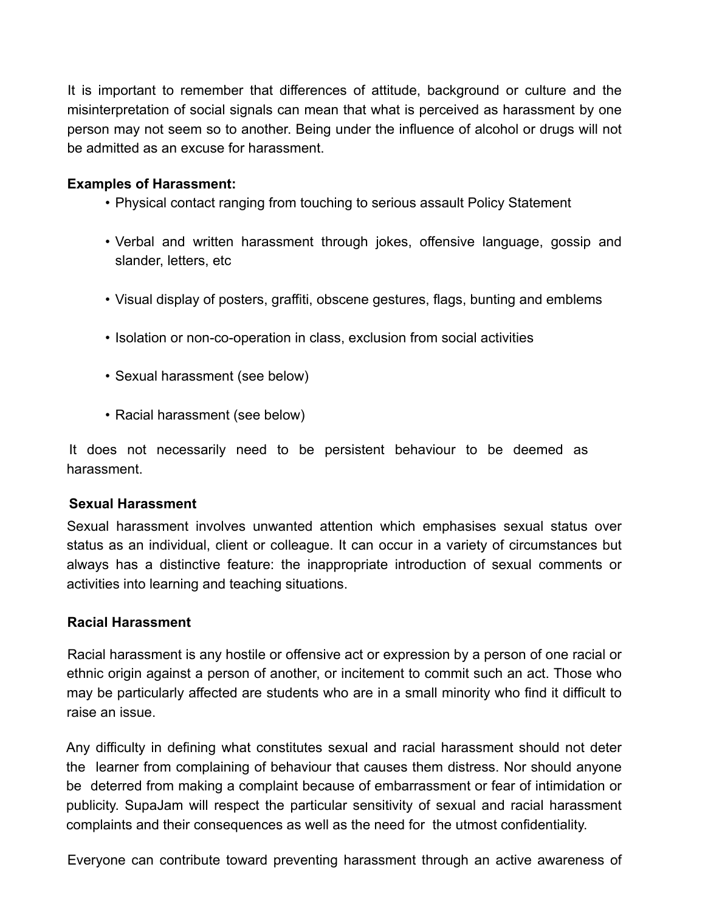It is important to remember that differences of attitude, background or culture and the misinterpretation of social signals can mean that what is perceived as harassment by one person may not seem so to another. Being under the influence of alcohol or drugs will not be admitted as an excuse for harassment.

**Examples of Harassment:**

- Physical contact ranging from touching to serious assault Policy Statement
- Verbal and written harassment through jokes, offensive language, gossip and slander, letters, etc
- Visual display of posters, graffiti, obscene gestures, flags, bunting and emblems
- Isolation or non-co-operation in class, exclusion from social activities
- Sexual harassment (see below)
- Racial harassment (see below)

It does not necessarily need to be persistent behaviour to be deemed as harassment.

**Sexual Harassment**

Sexual harassment involves unwanted attention which emphasises sexual status over status as an individual, client or colleague. It can occur in a variety of circumstances but always has a distinctive feature: the inappropriate introduction of sexual comments or activities into learning and teaching situations.

**Racial Harassment**

Racial harassment is any hostile or offensive act or expression by a person of one racial or ethnic origin against a person of another, or incitement to commit such an act. Those who may be particularly affected are students who are in a small minority who find it difficult to raise an issue.

Any difficulty in defining what constitutes sexual and racial harassment should not deter the learner from complaining of behaviour that causes them distress. Nor should anyone be deterred from making a complaint because of embarrassment or fear of intimidation or publicity. SupaJam will respect the particular sensitivity of sexual and racial harassment complaints and their consequences as well as the need for the utmost confidentiality.

Everyone can contribute toward preventing harassment through an active awareness of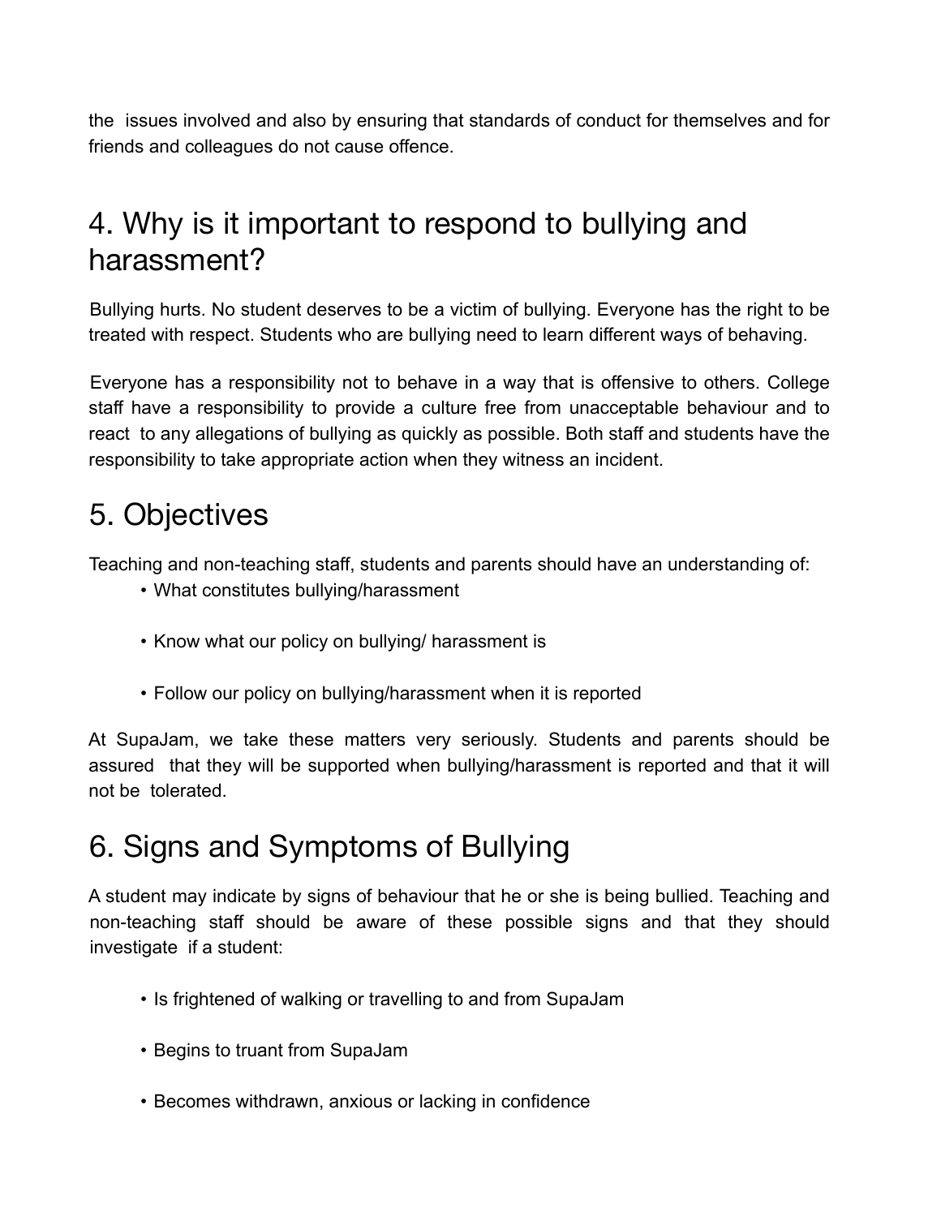the issues involved and also by ensuring that standards of conduct for themselves and for friends and colleagues do not cause offence.

## 4. Why is it important to respond to bullying and harassment?

Bullying hurts. No student deserves to be a victim of bullying. Everyone has the right to be treated with respect. Students who are bullying need to learn different ways of behaving.

Everyone has a responsibility not to behave in a way that is offensive to others. College staff have a responsibility to provide a culture free from unacceptable behaviour and to react to any allegations of bullying as quickly as possible. Both staff and students have the responsibility to take appropriate action when they witness an incident.

## 5. Objectives

Teaching and non-teaching staff, students and parents should have an understanding of:

- What constitutes bullying/harassment
- Know what our policy on bullying/ harassment is
- Follow our policy on bullying/harassment when it is reported

At SupaJam, we take these matters very seriously. Students and parents should be assured that they will be supported when bullying/harassment is reported and that it will not be tolerated.

## 6. Signs and Symptoms of Bullying

A student may indicate by signs of behaviour that he or she is being bullied. Teaching and non-teaching staff should be aware of these possible signs and that they should investigate if a student:

- Is frightened of walking or travelling to and from SupaJam
- Begins to truant from SupaJam
- Becomes withdrawn, anxious or lacking in confidence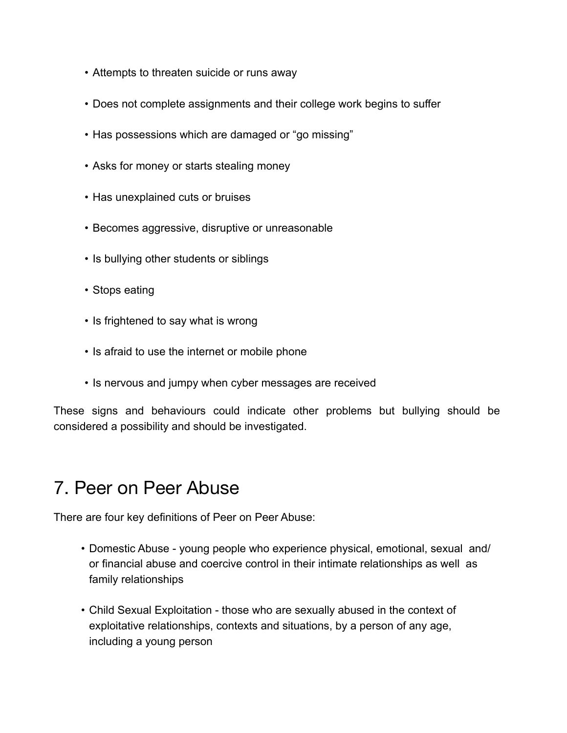- Attempts to threaten suicide or runs away
- Does not complete assignments and their college work begins to suffer
- Has possessions which are damaged or “go missing”
- Asks for money or starts stealing money
- Has unexplained cuts or bruises
- Becomes aggressive, disruptive or unreasonable
- Is bullying other students or siblings
- Stops eating
- Is frightened to say what is wrong
- Is afraid to use the internet or mobile phone
- Is nervous and jumpy when cyber messages are received

These signs and behaviours could indicate other problems but bullying should be considered a possibility and should be investigated.

# 7. Peer on Peer Abuse

There are four key definitions of Peer on Peer Abuse:

- Domestic Abuse - young people who experience physical, emotional, sexual and/ or financial abuse and coercive control in their intimate relationships as well as family relationships
- Child Sexual Exploitation - those who are sexually abused in the context of exploitative relationships, contexts and situations, by a person of any age, including a young person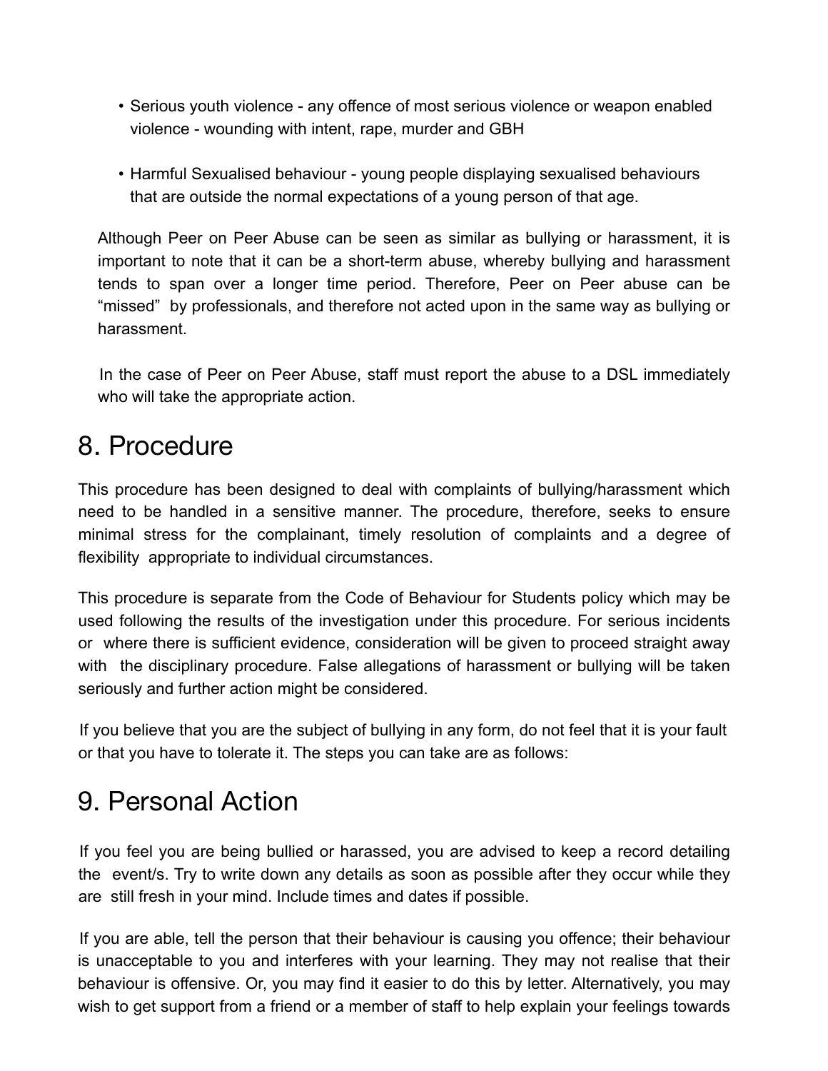- Serious youth violence - any offence of most serious violence or weapon enabled violence - wounding with intent, rape, murder and GBH

- Harmful Sexualised behaviour - young people displaying sexualised behaviours that are outside the normal expectations of a young person of that age.

Although Peer on Peer Abuse can be seen as similar as bullying or harassment, it is important to note that it can be a short-term abuse, whereby bullying and harassment tends to span over a longer time period. Therefore, Peer on Peer abuse can be "missed" by professionals, and therefore not acted upon in the same way as bullying or harassment.

In the case of Peer on Peer Abuse, staff must report the abuse to a DSL immediately who will take the appropriate action.

# 8. Procedure

This procedure has been designed to deal with complaints of bullying/harassment which need to be handled in a sensitive manner. The procedure, therefore, seeks to ensure minimal stress for the complainant, timely resolution of complaints and a degree of flexibility appropriate to individual circumstances.

This procedure is separate from the Code of Behaviour for Students policy which may be used following the results of the investigation under this procedure. For serious incidents or where there is sufficient evidence, consideration will be given to proceed straight away with the disciplinary procedure. False allegations of harassment or bullying will be taken seriously and further action might be considered.

If you believe that you are the subject of bullying in any form, do not feel that it is your fault or that you have to tolerate it. The steps you can take are as follows:

# 9. Personal Action

If you feel you are being bullied or harassed, you are advised to keep a record detailing the event/s. Try to write down any details as soon as possible after they occur while they are still fresh in your mind. Include times and dates if possible.

If you are able, tell the person that their behaviour is causing you offence; their behaviour is unacceptable to you and interferes with your learning. They may not realise that their behaviour is offensive. Or, you may find it easier to do this by letter. Alternatively, you may wish to get support from a friend or a member of staff to help explain your feelings towards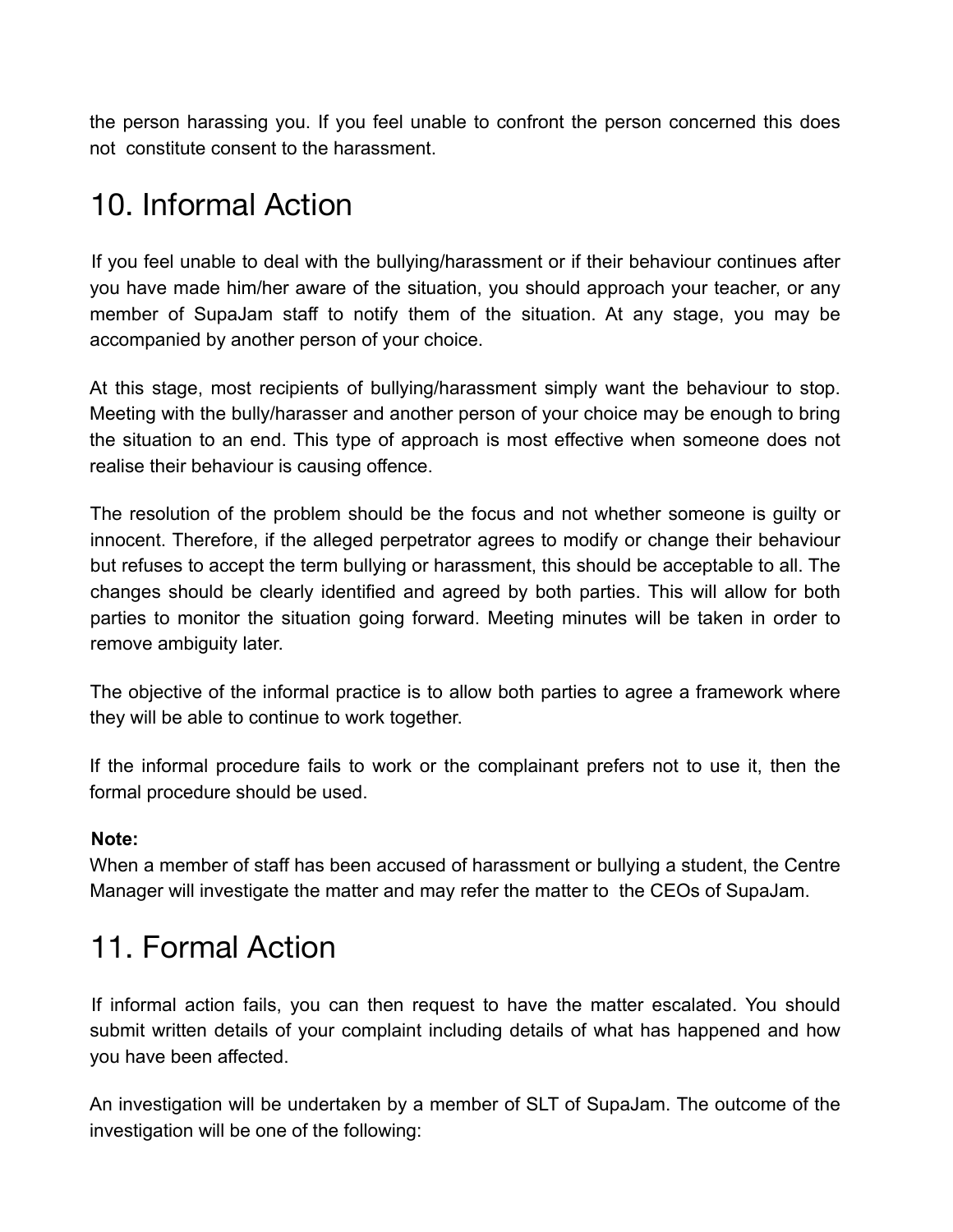the person harassing you. If you feel unable to confront the person concerned this does not constitute consent to the harassment.

## 10. Informal Action

If you feel unable to deal with the bullying/harassment or if their behaviour continues after you have made him/her aware of the situation, you should approach your teacher, or any member of SupaJam staff to notify them of the situation. At any stage, you may be accompanied by another person of your choice.

At this stage, most recipients of bullying/harassment simply want the behaviour to stop. Meeting with the bully/harasser and another person of your choice may be enough to bring the situation to an end. This type of approach is most effective when someone does not realise their behaviour is causing offence.

The resolution of the problem should be the focus and not whether someone is guilty or innocent. Therefore, if the alleged perpetrator agrees to modify or change their behaviour but refuses to accept the term bullying or harassment, this should be acceptable to all. The changes should be clearly identified and agreed by both parties. This will allow for both parties to monitor the situation going forward. Meeting minutes will be taken in order to remove ambiguity later.

The objective of the informal practice is to allow both parties to agree a framework where they will be able to continue to work together.

If the informal procedure fails to work or the complainant prefers not to use it, then the formal procedure should be used.

**Note:**
When a member of staff has been accused of harassment or bullying a student, the Centre Manager will investigate the matter and may refer the matter to the CEOs of SupaJam.

## 11. Formal Action

If informal action fails, you can then request to have the matter escalated. You should submit written details of your complaint including details of what has happened and how you have been affected.

An investigation will be undertaken by a member of SLT of SupaJam. The outcome of the investigation will be one of the following: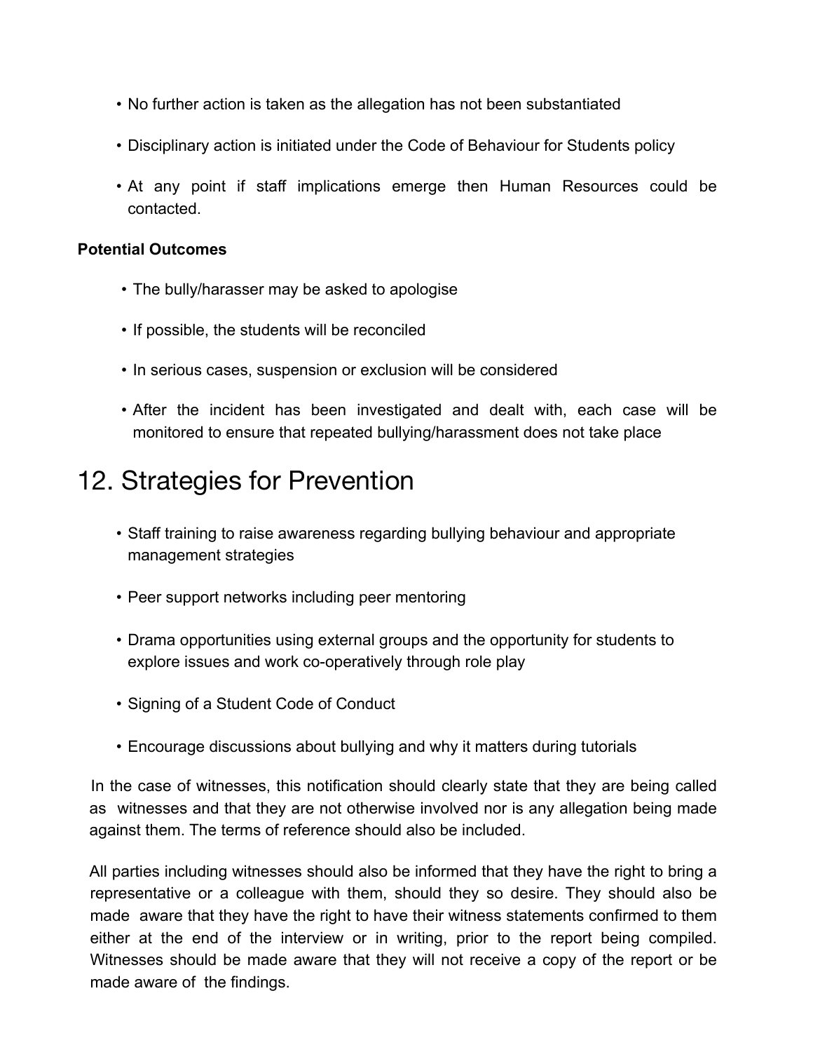- No further action is taken as the allegation has not been substantiated
- Disciplinary action is initiated under the Code of Behaviour for Students policy
- At any point if staff implications emerge then Human Resources could be contacted.

**Potential Outcomes**

- The bully/harasser may be asked to apologise
- If possible, the students will be reconciled
- In serious cases, suspension or exclusion will be considered
- After the incident has been investigated and dealt with, each case will be monitored to ensure that repeated bullying/harassment does not take place

# 12. Strategies for Prevention

- Staff training to raise awareness regarding bullying behaviour and appropriate management strategies
- Peer support networks including peer mentoring
- Drama opportunities using external groups and the opportunity for students to explore issues and work co-operatively through role play
- Signing of a Student Code of Conduct
- Encourage discussions about bullying and why it matters during tutorials

In the case of witnesses, this notification should clearly state that they are being called as witnesses and that they are not otherwise involved nor is any allegation being made against them. The terms of reference should also be included.

All parties including witnesses should also be informed that they have the right to bring a representative or a colleague with them, should they so desire. They should also be made aware that they have the right to have their witness statements confirmed to them either at the end of the interview or in writing, prior to the report being compiled. Witnesses should be made aware that they will not receive a copy of the report or be made aware of the findings.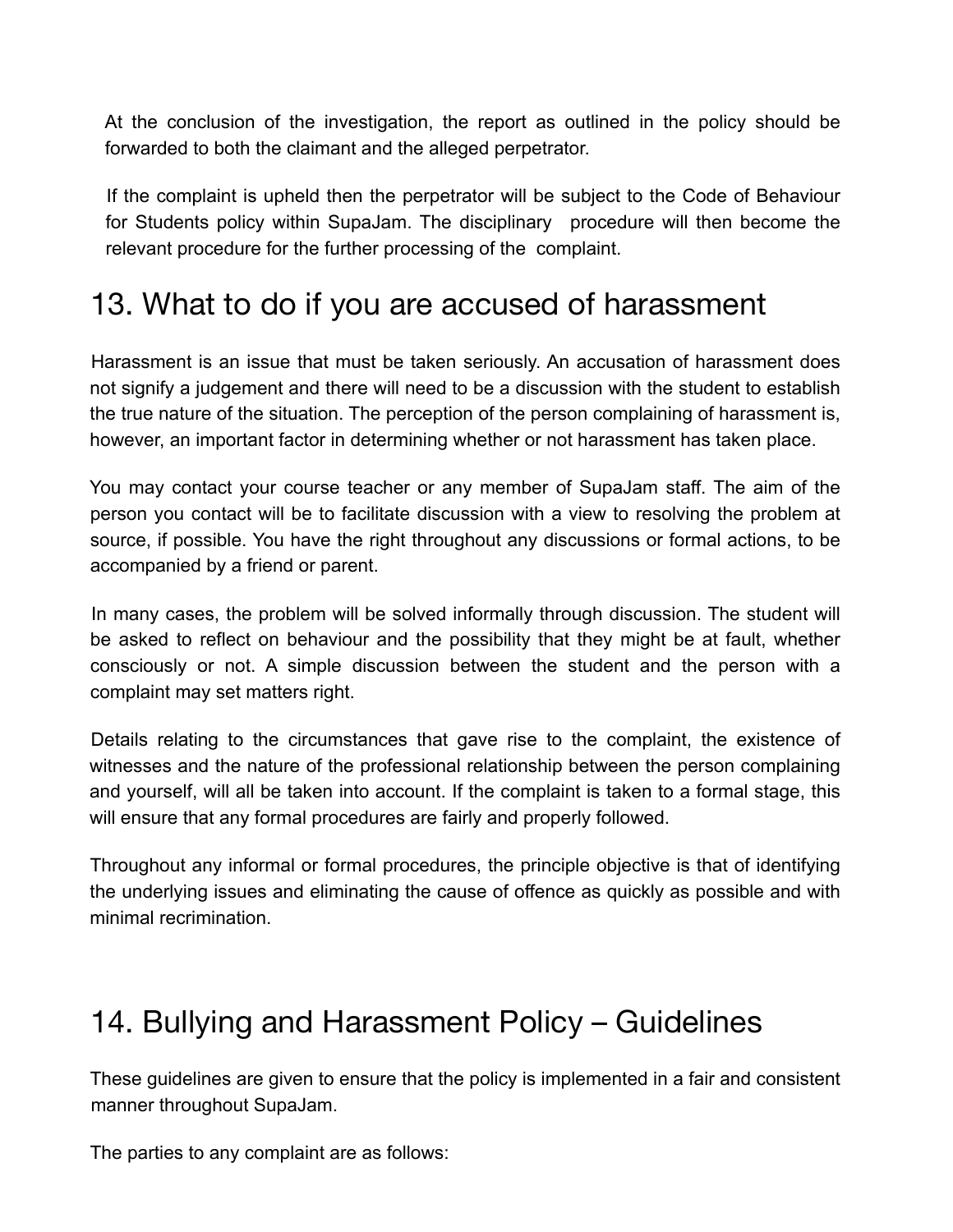At the conclusion of the investigation, the report as outlined in the policy should be forwarded to both the claimant and the alleged perpetrator.

If the complaint is upheld then the perpetrator will be subject to the Code of Behaviour for Students policy within SupaJam. The disciplinary procedure will then become the relevant procedure for the further processing of the complaint.

# 13. What to do if you are accused of harassment

Harassment is an issue that must be taken seriously. An accusation of harassment does not signify a judgement and there will need to be a discussion with the student to establish the true nature of the situation. The perception of the person complaining of harassment is, however, an important factor in determining whether or not harassment has taken place.

You may contact your course teacher or any member of SupaJam staff. The aim of the person you contact will be to facilitate discussion with a view to resolving the problem at source, if possible. You have the right throughout any discussions or formal actions, to be accompanied by a friend or parent.

In many cases, the problem will be solved informally through discussion. The student will be asked to reflect on behaviour and the possibility that they might be at fault, whether consciously or not. A simple discussion between the student and the person with a complaint may set matters right.

Details relating to the circumstances that gave rise to the complaint, the existence of witnesses and the nature of the professional relationship between the person complaining and yourself, will all be taken into account. If the complaint is taken to a formal stage, this will ensure that any formal procedures are fairly and properly followed.

Throughout any informal or formal procedures, the principle objective is that of identifying the underlying issues and eliminating the cause of offence as quickly as possible and with minimal recrimination.

# 14. Bullying and Harassment Policy – Guidelines

These guidelines are given to ensure that the policy is implemented in a fair and consistent manner throughout SupaJam.

The parties to any complaint are as follows: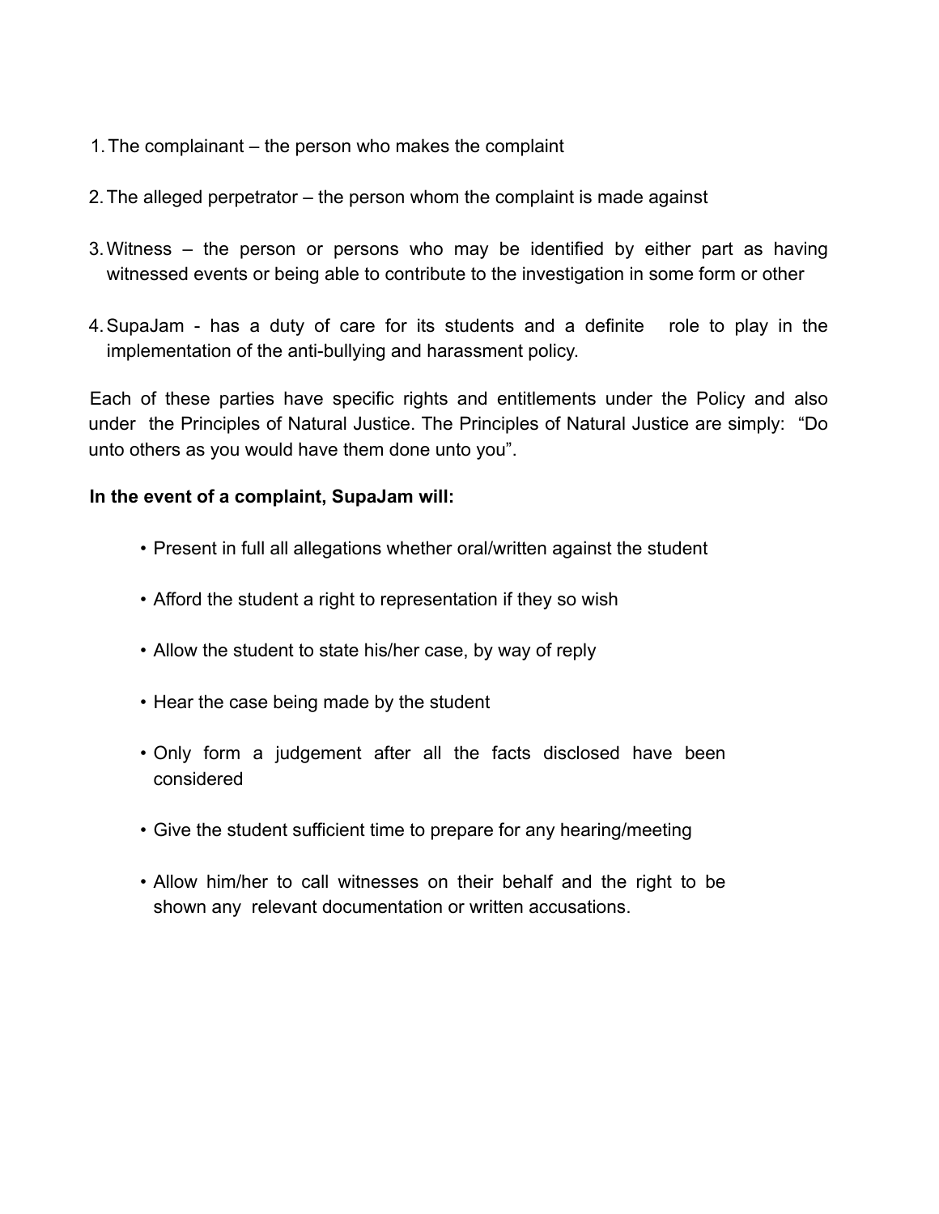1. The complainant – the person who makes the complaint

2. The alleged perpetrator – the person whom the complaint is made against

3. Witness – the person or persons who may be identified by either part as having witnessed events or being able to contribute to the investigation in some form or other

4. SupaJam - has a duty of care for its students and a definite role to play in the implementation of the anti-bullying and harassment policy.

Each of these parties have specific rights and entitlements under the Policy and also under the Principles of Natural Justice. The Principles of Natural Justice are simply: "Do unto others as you would have them done unto you".

**In the event of a complaint, SupaJam will:**

- Present in full all allegations whether oral/written against the student
- Afford the student a right to representation if they so wish
- Allow the student to state his/her case, by way of reply
- Hear the case being made by the student
- Only form a judgement after all the facts disclosed have been considered
- Give the student sufficient time to prepare for any hearing/meeting
- Allow him/her to call witnesses on their behalf and the right to be shown any relevant documentation or written accusations.